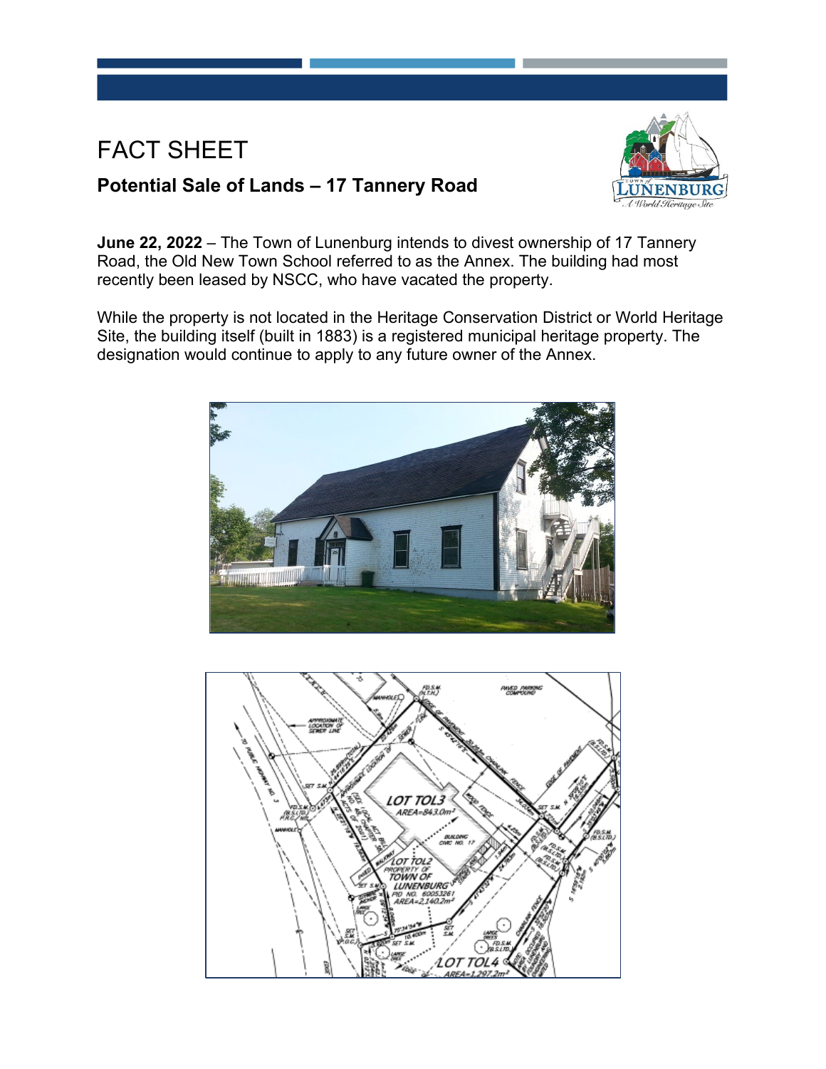# FACT SHEET

## Potential Sale of Lands – 17 Tannery Road

**June 22, 2022** – The Town of Lunenburg intends to divest ownership of 17 Tannery Road, the Old New Town School referred to as the Annex. The building had most recently been leased by NSCC, who have vacated the property.

While the property is not located in the Heritage Conservation District or World Heritage Site, the building itself (built in 1883) is a registered municipal heritage property. The designation would continue to apply to any future owner of the Annex.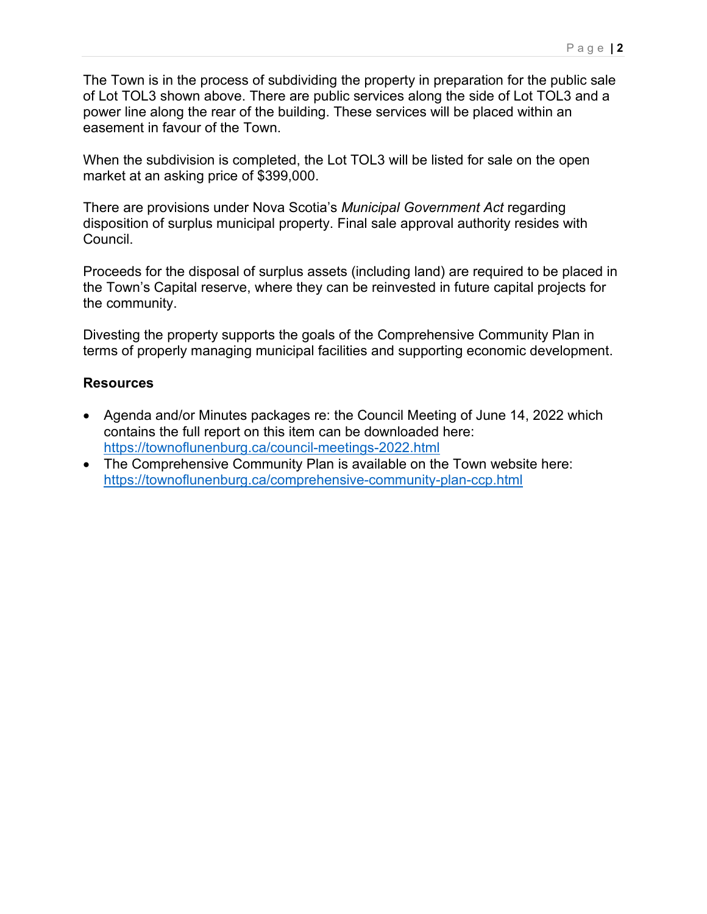The Town is in the process of subdividing the property in preparation for the public sale of Lot TOL3 shown above. There are public services along the side of Lot TOL3 and a power line along the rear of the building. These services will be placed within an easement in favour of the Town.

When the subdivision is completed, the Lot TOL3 will be listed for sale on the open market at an asking price of $399,000.

There are provisions under Nova Scotia's *Municipal Government Act* regarding disposition of surplus municipal property. Final sale approval authority resides with Council.

Proceeds for the disposal of surplus assets (including land) are required to be placed in the Town's Capital reserve, where they can be reinvested in future capital projects for the community.

Divesting the property supports the goals of the Comprehensive Community Plan in terms of properly managing municipal facilities and supporting economic development.

**Resources**

- Agenda and/or Minutes packages re: the Council Meeting of June 14, 2022 which contains the full report on this item can be downloaded here: https://townoflunenburg.ca/council-meetings-2022.html
- The Comprehensive Community Plan is available on the Town website here: https://townoflunenburg.ca/comprehensive-community-plan-ccp.html